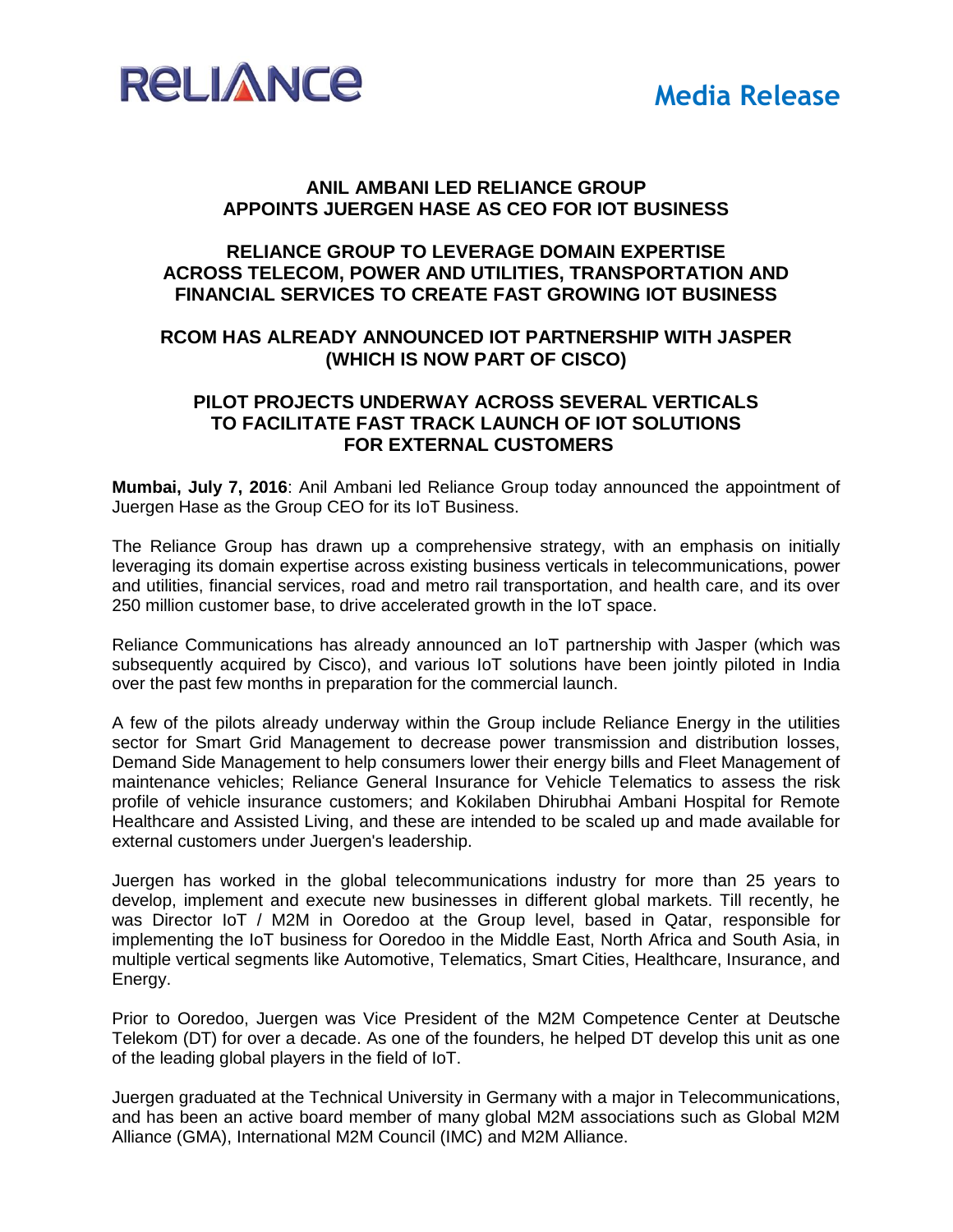RELIANCE

**Media Release**

## ANIL AMBANI LED RELIANCE GROUP APPOINTS JUERGEN HASE AS CEO FOR IOT BUSINESS

## RELIANCE GROUP TO LEVERAGE DOMAIN EXPERTISE ACROSS TELECOM, POWER AND UTILITIES, TRANSPORTATION AND FINANCIAL SERVICES TO CREATE FAST GROWING IOT BUSINESS

## RCOM HAS ALREADY ANNOUNCED IOT PARTNERSHIP WITH JASPER (WHICH IS NOW PART OF CISCO)

## PILOT PROJECTS UNDERWAY ACROSS SEVERAL VERTICALS TO FACILITATE FAST TRACK LAUNCH OF IOT SOLUTIONS FOR EXTERNAL CUSTOMERS

**Mumbai, July 7, 2016**: Anil Ambani led Reliance Group today announced the appointment of Juergen Hase as the Group CEO for its IoT Business.

The Reliance Group has drawn up a comprehensive strategy, with an emphasis on initially leveraging its domain expertise across existing business verticals in telecommunications, power and utilities, financial services, road and metro rail transportation, and health care, and its over 250 million customer base, to drive accelerated growth in the IoT space.

Reliance Communications has already announced an IoT partnership with Jasper (which was subsequently acquired by Cisco), and various IoT solutions have been jointly piloted in India over the past few months in preparation for the commercial launch.

A few of the pilots already underway within the Group include Reliance Energy in the utilities sector for Smart Grid Management to decrease power transmission and distribution losses, Demand Side Management to help consumers lower their energy bills and Fleet Management of maintenance vehicles; Reliance General Insurance for Vehicle Telematics to assess the risk profile of vehicle insurance customers; and Kokilaben Dhirubhai Ambani Hospital for Remote Healthcare and Assisted Living, and these are intended to be scaled up and made available for external customers under Juergen's leadership.

Juergen has worked in the global telecommunications industry for more than 25 years to develop, implement and execute new businesses in different global markets. Till recently, he was Director IoT / M2M in Ooredoo at the Group level, based in Qatar, responsible for implementing the IoT business for Ooredoo in the Middle East, North Africa and South Asia, in multiple vertical segments like Automotive, Telematics, Smart Cities, Healthcare, Insurance, and Energy.

Prior to Ooredoo, Juergen was Vice President of the M2M Competence Center at Deutsche Telekom (DT) for over a decade. As one of the founders, he helped DT develop this unit as one of the leading global players in the field of IoT.

Juergen graduated at the Technical University in Germany with a major in Telecommunications, and has been an active board member of many global M2M associations such as Global M2M Alliance (GMA), International M2M Council (IMC) and M2M Alliance.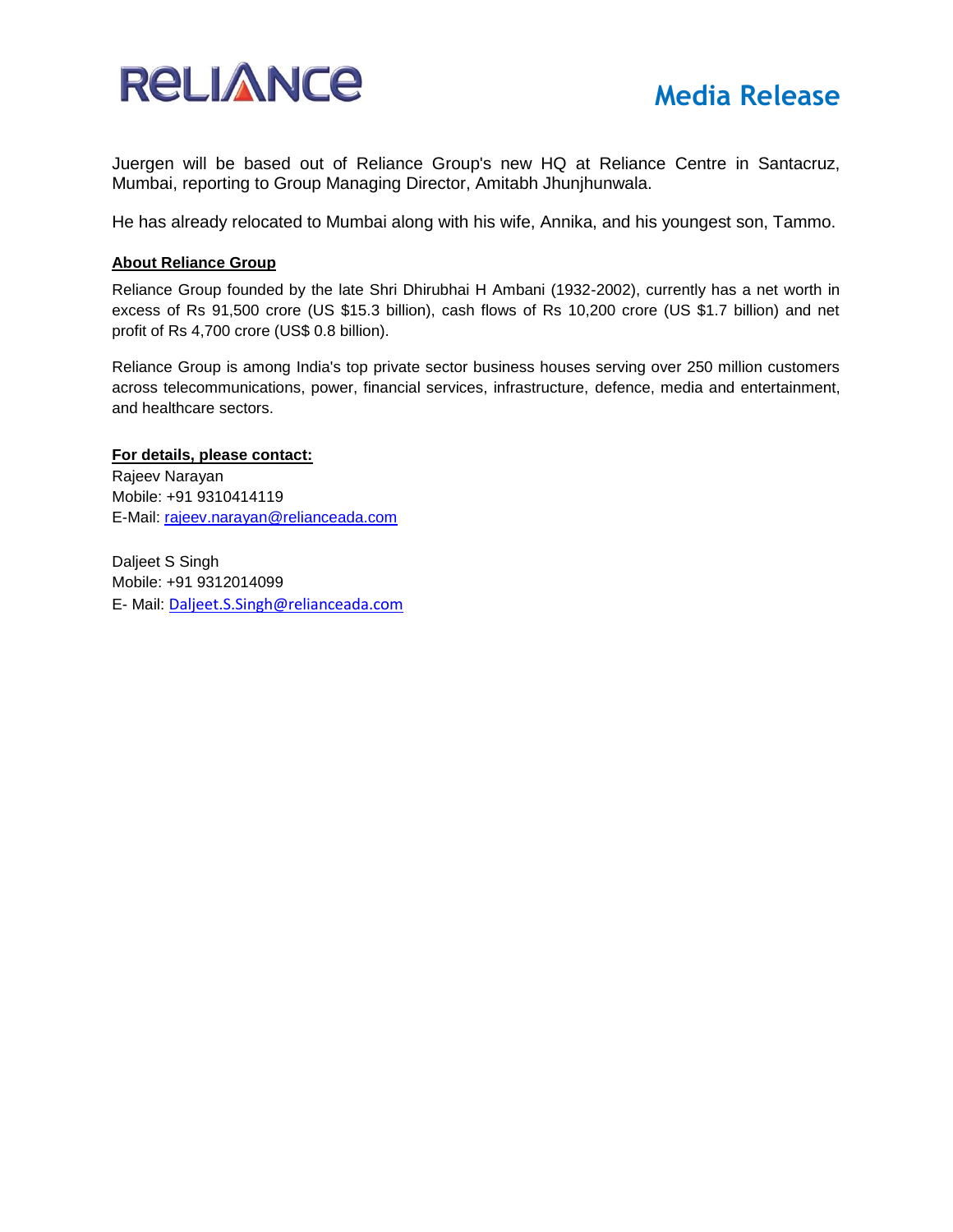Juergen will be based out of Reliance Group's new HQ at Reliance Centre in Santacruz, Mumbai, reporting to Group Managing Director, Amitabh Jhunjhunwala.

He has already relocated to Mumbai along with his wife, Annika, and his youngest son, Tammo.

**About Reliance Group**

Reliance Group founded by the late Shri Dhirubhai H Ambani (1932-2002), currently has a net worth in excess of Rs 91,500 crore (US $15.3 billion), cash flows of Rs 10,200 crore (US $1.7 billion) and net profit of Rs 4,700 crore (US$ 0.8 billion).

Reliance Group is among India's top private sector business houses serving over 250 million customers across telecommunications, power, financial services, infrastructure, defence, media and entertainment, and healthcare sectors.

**For details, please contact:**

Rajeev Narayan
Mobile: +91 9310414119
E-Mail: rajeev.narayan@relianceada.com

Daljeet S Singh
Mobile: +91 9312014099
E- Mail: Daljeet.S.Singh@relianceada.com